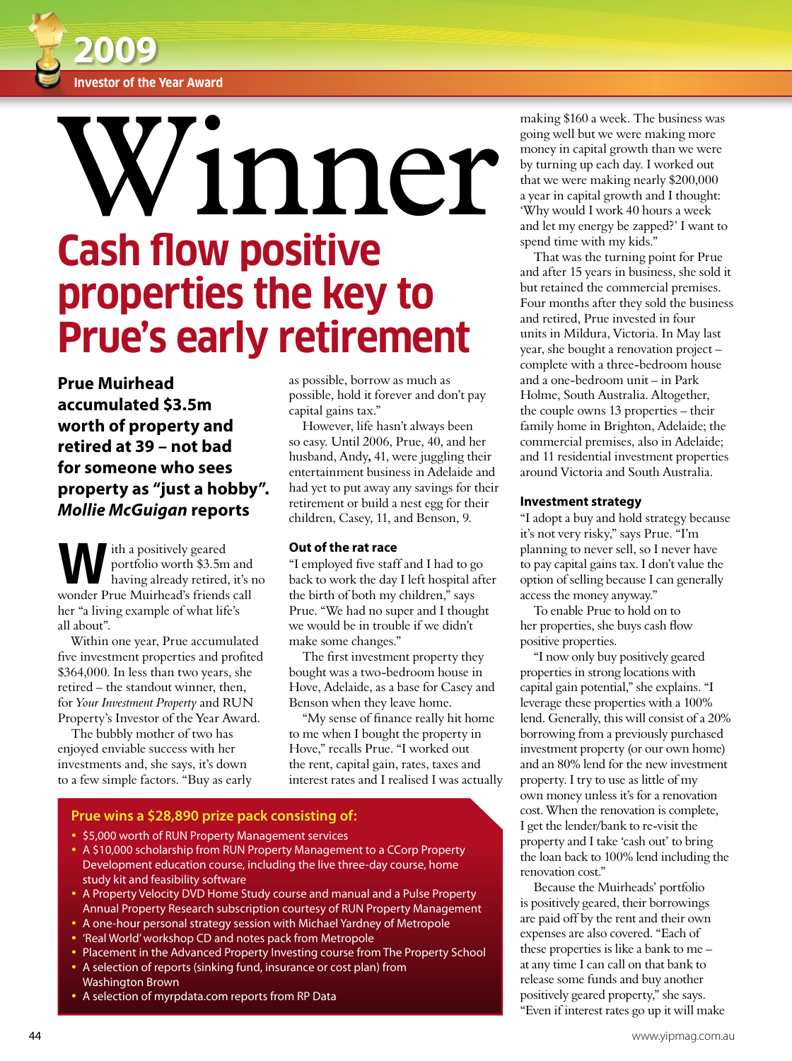2009

Investor of the Year Award

# Winner

## Cash flow positive properties the key to Prue's early retirement

**Prue Muirhead accumulated $3.5m worth of property and retired at 39 – not bad for someone who sees property as "just a hobby". *Mollie McGuigan* reports**

With a positively geared portfolio worth $3.5m and having already retired, it's no wonder Prue Muirhead's friends call her "a living example of what life's all about".

Within one year, Prue accumulated five investment properties and profited $364,000. In less than two years, she retired – the standout winner, then, for *Your Investment Property* and RUN Property's Investor of the Year Award.

The bubbly mother of two has enjoyed enviable success with her investments and, she says, it's down to a few simple factors. "Buy as early as possible, borrow as much as possible, hold it forever and don't pay capital gains tax."

However, life hasn't always been so easy. Until 2006, Prue, 40, and her husband, Andy, 41, were juggling their entertainment business in Adelaide and had yet to put away any savings for their retirement or build a nest egg for their children, Casey, 11, and Benson, 9.

### Out of the rat race

"I employed five staff and I had to go back to work the day I left hospital after the birth of both my children," says Prue. "We had no super and I thought we would be in trouble if we didn't make some changes."

The first investment property they bought was a two-bedroom house in Hove, Adelaide, as a base for Casey and Benson when they leave home.

"My sense of finance really hit home to me when I bought the property in Hove," recalls Prue. "I worked out the rent, capital gain, rates, taxes and interest rates and I realised I was actually making $160 a week. The business was going well but we were making more money in capital growth than we were by turning up each day. I worked out that we were making nearly $200,000 a year in capital growth and I thought: 'Why would I work 40 hours a week and let my energy be zapped?' I want to spend time with my kids."

That was the turning point for Prue and after 15 years in business, she sold it but retained the commercial premises. Four months after they sold the business and retired, Prue invested in four units in Mildura, Victoria. In May last year, she bought a renovation project – complete with a three-bedroom house and a one-bedroom unit – in Park Holme, South Australia. Altogether, the couple owns 13 properties – their family home in Brighton, Adelaide; the commercial premises, also in Adelaide; and 11 residential investment properties around Victoria and South Australia.

### Investment strategy

"I adopt a buy and hold strategy because it's not very risky," says Prue. "I'm planning to never sell, so I never have to pay capital gains tax. I don't value the option of selling because I can generally access the money anyway."

To enable Prue to hold on to her properties, she buys cash flow positive properties.

"I now only buy positively geared properties in strong locations with capital gain potential," she explains. "I leverage these properties with a 100% lend. Generally, this will consist of a 20% borrowing from a previously purchased investment property (or our own home) and an 80% lend for the new investment property. I try to use as little of my own money unless it's for a renovation cost. When the renovation is complete, I get the lender/bank to re-visit the property and I take 'cash out' to bring the loan back to 100% lend including the renovation cost."

Because the Muirheads' portfolio is positively geared, their borrowings are paid off by the rent and their own expenses are also covered. "Each of these properties is like a bank to me – at any time I can call on that bank to release some funds and buy another positively geared property," she says. "Even if interest rates go up it will make

---

**Prue wins a $28,890 prize pack consisting of:**

- $5,000 worth of RUN Property Management services
- A $10,000 scholarship from RUN Property Management to a CCorp Property Development education course, including the live three-day course, home study kit and feasibility software
- A Property Velocity DVD Home Study course and manual and a Pulse Property Annual Property Research subscription courtesy of RUN Property Management
- A one-hour personal strategy session with Michael Yardney of Metropole
- 'Real World' workshop CD and notes pack from Metropole
- Placement in the Advanced Property Investing course from The Property School
- A selection of reports (sinking fund, insurance or cost plan) from Washington Brown
- A selection of myrpdata.com reports from RP Data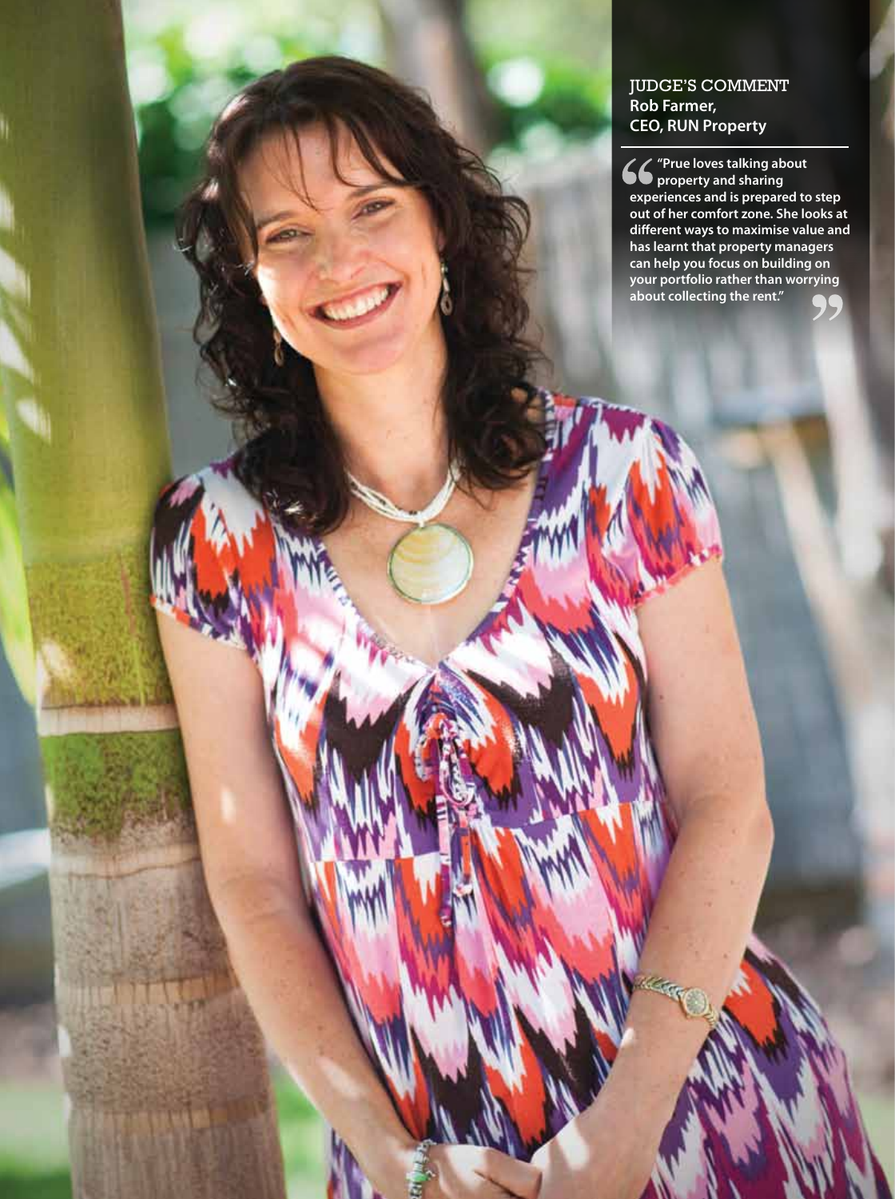### JUDGE'S COMMENT

**Rob Farmer,**
**CEO, RUN Property**

> **"Prue loves talking about property and sharing experiences and is prepared to step out of her comfort zone. She looks at different ways to maximise value and has learnt that property managers can help you focus on building on your portfolio rather than worrying about collecting the rent."**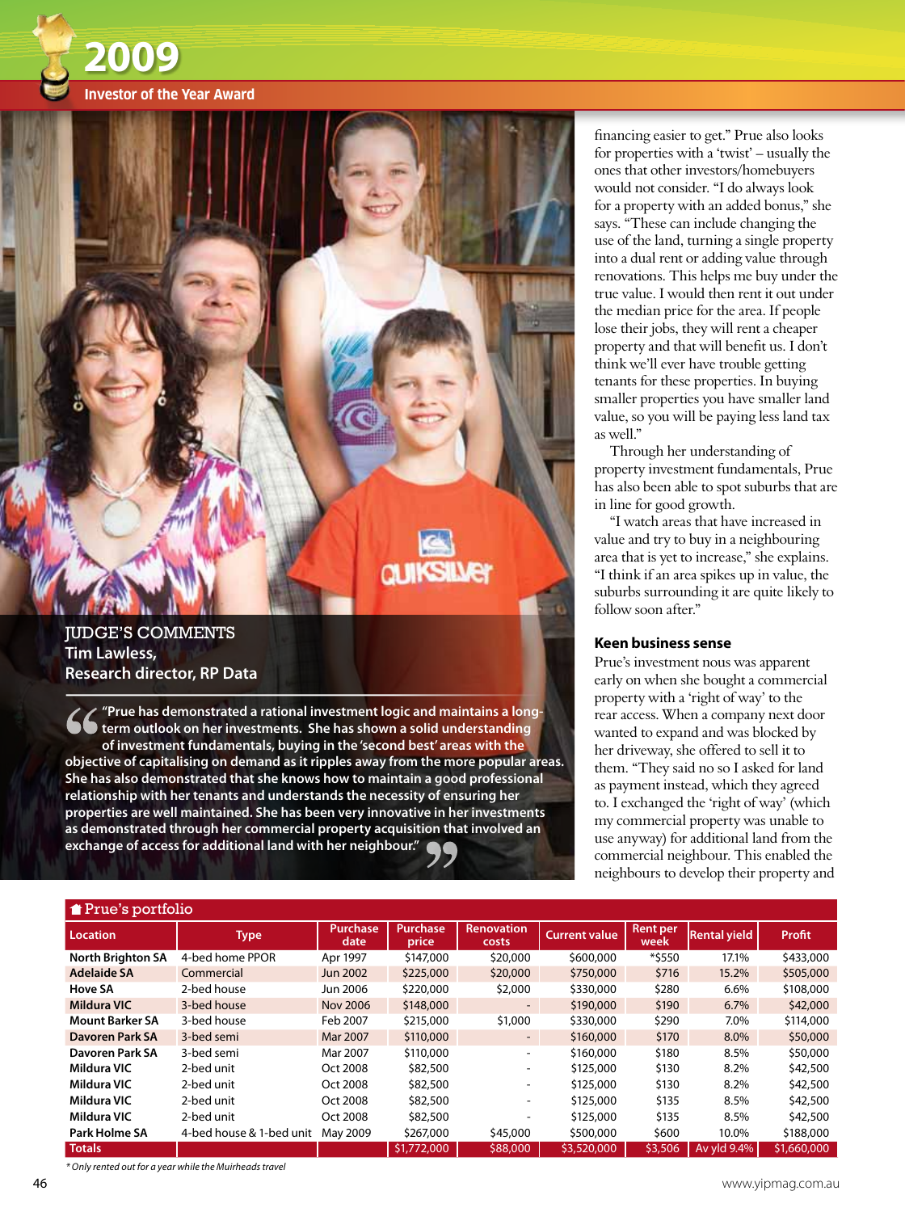# 2009

**Investor of the Year Award**

### JUDGE'S COMMENTS

**Tim Lawless,**
**Research director, RP Data**

**"Prue has demonstrated a rational investment logic and maintains a long-term outlook on her investments. She has shown a solid understanding of investment fundamentals, buying in the 'second best' areas with the objective of capitalising on demand as it ripples away from the more popular areas. She has also demonstrated that she knows how to maintain a good professional relationship with her tenants and understands the necessity of ensuring her properties are well maintained. She has been very innovative in her investments as demonstrated through her commercial property acquisition that involved an exchange of access for additional land with her neighbour."**

financing easier to get." Prue also looks for properties with a 'twist' – usually the ones that other investors/homebuyers would not consider. "I do always look for a property with an added bonus," she says. "These can include changing the use of the land, turning a single property into a dual rent or adding value through renovations. This helps me buy under the true value. I would then rent it out under the median price for the area. If people lose their jobs, they will rent a cheaper property and that will benefit us. I don't think we'll ever have trouble getting tenants for these properties. In buying smaller properties you have smaller land value, so you will be paying less land tax as well."

Through her understanding of property investment fundamentals, Prue has also been able to spot suburbs that are in line for good growth.

"I watch areas that have increased in value and try to buy in a neighbouring area that is yet to increase," she explains. "I think if an area spikes up in value, the suburbs surrounding it are quite likely to follow soon after."

### Keen business sense

Prue's investment nous was apparent early on when she bought a commercial property with a 'right of way' to the rear access. When a company next door wanted to expand and was blocked by her driveway, she offered to sell it to them. "They said no so I asked for land as payment instead, which they agreed to. I exchanged the 'right of way' (which my commercial property was unable to use anyway) for additional land from the commercial neighbour. This enabled the neighbours to develop their property and

### Prue's portfolio

| Location | Type | Purchase date | Purchase price | Renovation costs | Current value | Rent per week | Rental yield | Profit |
|---|---|---|---|---|---|---|---|---|
| North Brighton SA | 4-bed home PPOR | Apr 1997 | $147,000 | $20,000 | $600,000 | *$550 | 17.1% | $433,000 |
| Adelaide SA | Commercial | Jun 2002 | $225,000 | $20,000 | $750,000 | $716 | 15.2% | $505,000 |
| Hove SA | 2-bed house | Jun 2006 | $220,000 | $2,000 | $330,000 | $280 | 6.6% | $108,000 |
| Mildura VIC | 3-bed house | Nov 2006 | $148,000 | - | $190,000 | $190 | 6.7% | $42,000 |
| Mount Barker SA | 3-bed house | Feb 2007 | $215,000 | $1,000 | $330,000 | $290 | 7.0% | $114,000 |
| Davoren Park SA | 3-bed semi | Mar 2007 | $110,000 | - | $160,000 | $170 | 8.0% | $50,000 |
| Davoren Park SA | 3-bed semi | Mar 2007 | $110,000 | - | $160,000 | $180 | 8.5% | $50,000 |
| Mildura VIC | 2-bed unit | Oct 2008 | $82,500 | - | $125,000 | $130 | 8.2% | $42,500 |
| Mildura VIC | 2-bed unit | Oct 2008 | $82,500 | - | $125,000 | $130 | 8.2% | $42,500 |
| Mildura VIC | 2-bed unit | Oct 2008 | $82,500 | - | $125,000 | $135 | 8.5% | $42,500 |
| Mildura VIC | 2-bed unit | Oct 2008 | $82,500 | - | $125,000 | $135 | 8.5% | $42,500 |
| Park Holme SA | 4-bed house & 1-bed unit | May 2009 | $267,000 | $45,000 | $500,000 | $600 | 10.0% | $188,000 |
| **Totals** | | | $1,772,000 | $88,000 | $3,520,000 | $3,506 | Av yld 9.4% | $1,660,000 |

*\* Only rented out for a year while the Muirheads travel*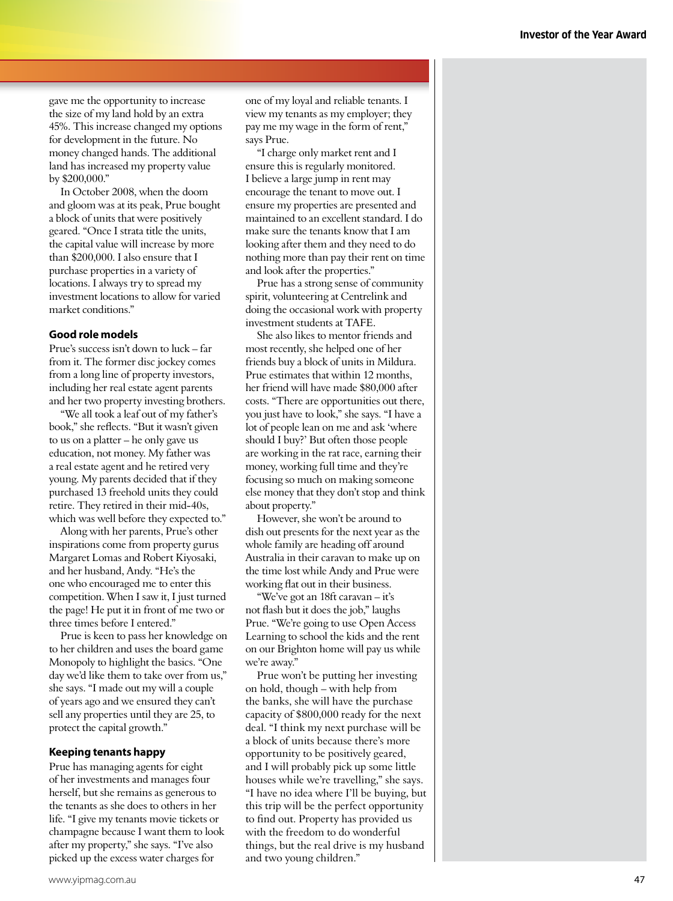gave me the opportunity to increase the size of my land hold by an extra 45%. This increase changed my options for development in the future. No money changed hands. The additional land has increased my property value by $200,000."

In October 2008, when the doom and gloom was at its peak, Prue bought a block of units that were positively geared. "Once I strata title the units, the capital value will increase by more than $200,000. I also ensure that I purchase properties in a variety of locations. I always try to spread my investment locations to allow for varied market conditions."

### Good role models

Prue's success isn't down to luck – far from it. The former disc jockey comes from a long line of property investors, including her real estate agent parents and her two property investing brothers.

"We all took a leaf out of my father's book," she reflects. "But it wasn't given to us on a platter – he only gave us education, not money. My father was a real estate agent and he retired very young. My parents decided that if they purchased 13 freehold units they could retire. They retired in their mid-40s, which was well before they expected to."

Along with her parents, Prue's other inspirations come from property gurus Margaret Lomas and Robert Kiyosaki, and her husband, Andy. "He's the one who encouraged me to enter this competition. When I saw it, I just turned the page! He put it in front of me two or three times before I entered."

Prue is keen to pass her knowledge on to her children and uses the board game Monopoly to highlight the basics. "One day we'd like them to take over from us," she says. "I made out my will a couple of years ago and we ensured they can't sell any properties until they are 25, to protect the capital growth."

### Keeping tenants happy

Prue has managing agents for eight of her investments and manages four herself, but she remains as generous to the tenants as she does to others in her life. "I give my tenants movie tickets or champagne because I want them to look after my property," she says. "I've also picked up the excess water charges for one of my loyal and reliable tenants. I view my tenants as my employer; they pay me my wage in the form of rent," says Prue.

"I charge only market rent and I ensure this is regularly monitored. I believe a large jump in rent may encourage the tenant to move out. I ensure my properties are presented and maintained to an excellent standard. I do make sure the tenants know that I am looking after them and they need to do nothing more than pay their rent on time and look after the properties."

Prue has a strong sense of community spirit, volunteering at Centrelink and doing the occasional work with property investment students at TAFE.

She also likes to mentor friends and most recently, she helped one of her friends buy a block of units in Mildura. Prue estimates that within 12 months, her friend will have made $80,000 after costs. "There are opportunities out there, you just have to look," she says. "I have a lot of people lean on me and ask 'where should I buy?' But often those people are working in the rat race, earning their money, working full time and they're focusing so much on making someone else money that they don't stop and think about property."

However, she won't be around to dish out presents for the next year as the whole family are heading off around Australia in their caravan to make up on the time lost while Andy and Prue were working flat out in their business.

"We've got an 18ft caravan – it's not flash but it does the job," laughs Prue. "We're going to use Open Access Learning to school the kids and the rent on our Brighton home will pay us while we're away."

Prue won't be putting her investing on hold, though – with help from the banks, she will have the purchase capacity of $800,000 ready for the next deal. "I think my next purchase will be a block of units because there's more opportunity to be positively geared, and I will probably pick up some little houses while we're travelling," she says. "I have no idea where I'll be buying, but this trip will be the perfect opportunity to find out. Property has provided us with the freedom to do wonderful things, but the real drive is my husband and two young children."